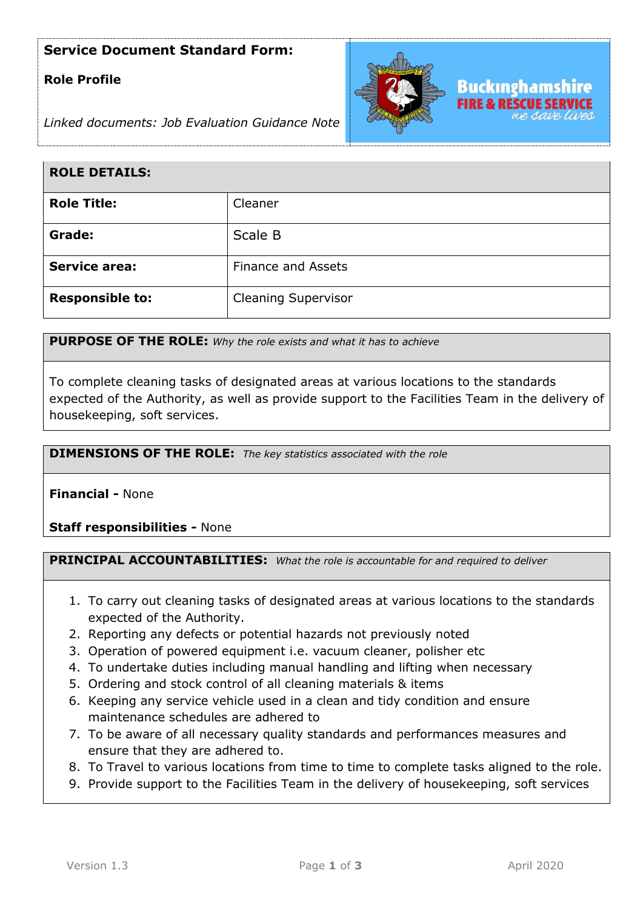**Service Document Standard Form:**

**Role Profile**

*Linked documents: Job Evaluation Guidance Note*

Buckinghamshire FIRE & RESCUE SERVICE *we save lives*

| ROLE DETAILS: | |
|---|---|
| **Role Title:** | Cleaner |
| **Grade:** | Scale B |
| **Service area:** | Finance and Assets |
| **Responsible to:** | Cleaning Supervisor |

**PURPOSE OF THE ROLE:** *Why the role exists and what it has to achieve*

To complete cleaning tasks of designated areas at various locations to the standards expected of the Authority, as well as provide support to the Facilities Team in the delivery of housekeeping, soft services.

**DIMENSIONS OF THE ROLE:** *The key statistics associated with the role*

**Financial -** None

**Staff responsibilities -** None

**PRINCIPAL ACCOUNTABILITIES:** *What the role is accountable for and required to deliver*

1. To carry out cleaning tasks of designated areas at various locations to the standards expected of the Authority.
2. Reporting any defects or potential hazards not previously noted
3. Operation of powered equipment i.e. vacuum cleaner, polisher etc
4. To undertake duties including manual handling and lifting when necessary
5. Ordering and stock control of all cleaning materials & items
6. Keeping any service vehicle used in a clean and tidy condition and ensure maintenance schedules are adhered to
7. To be aware of all necessary quality standards and performances measures and ensure that they are adhered to.
8. To Travel to various locations from time to time to complete tasks aligned to the role.
9. Provide support to the Facilities Team in the delivery of housekeeping, soft services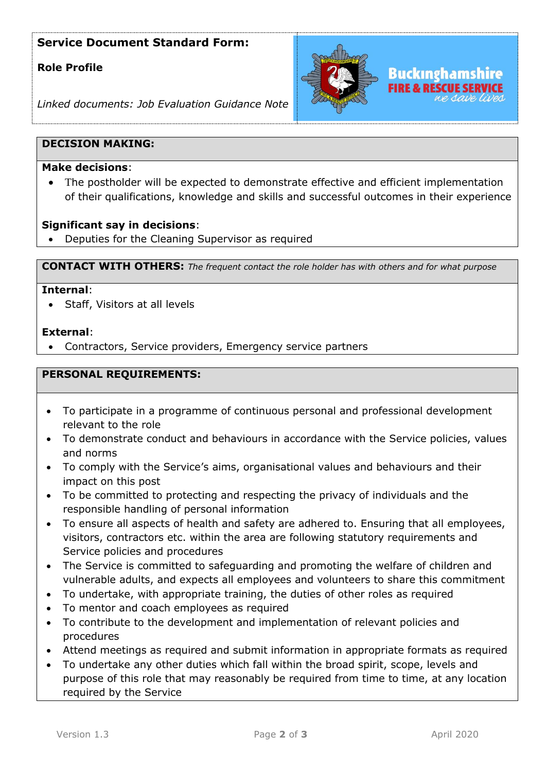**Service Document Standard Form:**

**Role Profile**

*Linked documents: Job Evaluation Guidance Note*

Buckinghamshire FIRE & RESCUE SERVICE *we save lives*

## DECISION MAKING:

**Make decisions**:

- The postholder will be expected to demonstrate effective and efficient implementation of their qualifications, knowledge and skills and successful outcomes in their experience

**Significant say in decisions**:

- Deputies for the Cleaning Supervisor as required

## CONTACT WITH OTHERS: *The frequent contact the role holder has with others and for what purpose*

**Internal**:

- Staff, Visitors at all levels

**External**:

- Contractors, Service providers, Emergency service partners

## PERSONAL REQUIREMENTS:

- To participate in a programme of continuous personal and professional development relevant to the role
- To demonstrate conduct and behaviours in accordance with the Service policies, values and norms
- To comply with the Service's aims, organisational values and behaviours and their impact on this post
- To be committed to protecting and respecting the privacy of individuals and the responsible handling of personal information
- To ensure all aspects of health and safety are adhered to. Ensuring that all employees, visitors, contractors etc. within the area are following statutory requirements and Service policies and procedures
- The Service is committed to safeguarding and promoting the welfare of children and vulnerable adults, and expects all employees and volunteers to share this commitment
- To undertake, with appropriate training, the duties of other roles as required
- To mentor and coach employees as required
- To contribute to the development and implementation of relevant policies and procedures
- Attend meetings as required and submit information in appropriate formats as required
- To undertake any other duties which fall within the broad spirit, scope, levels and purpose of this role that may reasonably be required from time to time, at any location required by the Service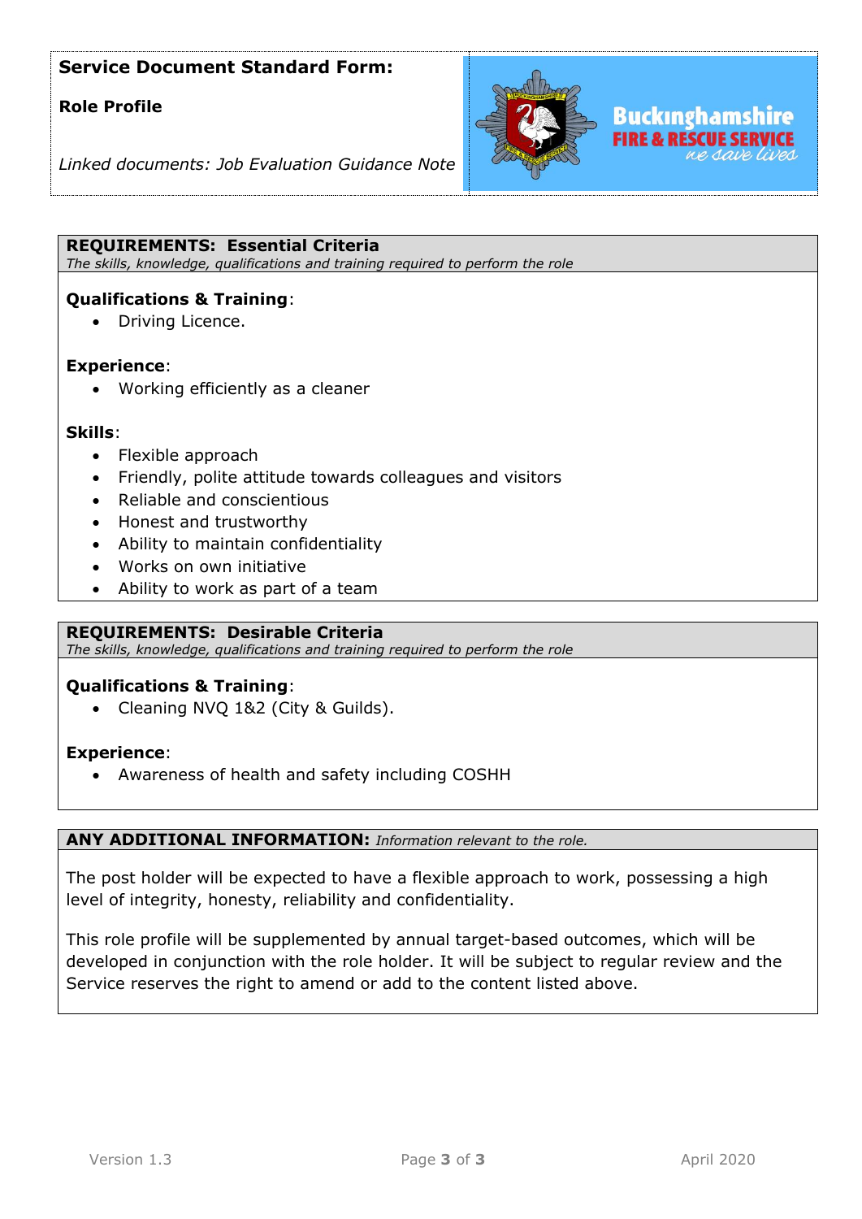**Service Document Standard Form:**

**Role Profile**

*Linked documents: Job Evaluation Guidance Note*

Buckinghamshire FIRE & RESCUE SERVICE *we save lives*

## REQUIREMENTS: Essential Criteria

*The skills, knowledge, qualifications and training required to perform the role*

**Qualifications & Training**:

- Driving Licence.

**Experience**:

- Working efficiently as a cleaner

**Skills**:

- Flexible approach
- Friendly, polite attitude towards colleagues and visitors
- Reliable and conscientious
- Honest and trustworthy
- Ability to maintain confidentiality
- Works on own initiative
- Ability to work as part of a team

## REQUIREMENTS: Desirable Criteria

*The skills, knowledge, qualifications and training required to perform the role*

**Qualifications & Training**:

- Cleaning NVQ 1&2 (City & Guilds).

**Experience**:

- Awareness of health and safety including COSHH

## ANY ADDITIONAL INFORMATION: *Information relevant to the role.*

The post holder will be expected to have a flexible approach to work, possessing a high level of integrity, honesty, reliability and confidentiality.

This role profile will be supplemented by annual target-based outcomes, which will be developed in conjunction with the role holder. It will be subject to regular review and the Service reserves the right to amend or add to the content listed above.

Version 1.3 April 2020